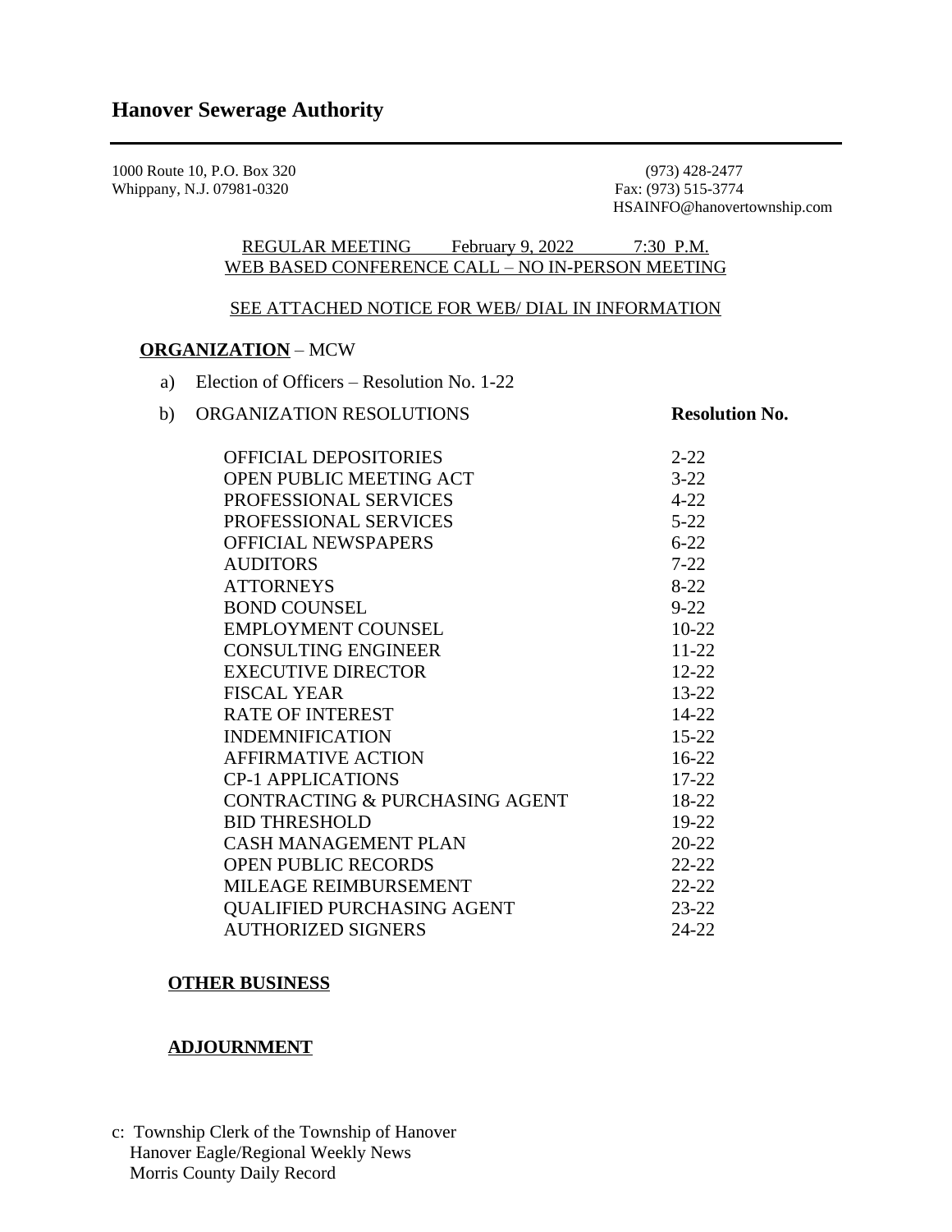# Hanover Sewerage Authority

1000 Route 10, P.O. Box 320
Whippany, N.J. 07981-0320

(973) 428-2477
Fax: (973) 515-3774
HSAINFO@hanovertownship.com

REGULAR MEETING February 9, 2022 7:30 P.M.
WEB BASED CONFERENCE CALL – NO IN-PERSON MEETING

SEE ATTACHED NOTICE FOR WEB/ DIAL IN INFORMATION

**ORGANIZATION** – MCW

a) Election of Officers – Resolution No. 1-22

b) ORGANIZATION RESOLUTIONS

| ORGANIZATION RESOLUTIONS | **Resolution No.** |
|---|---|
| OFFICIAL DEPOSITORIES | 2-22 |
| OPEN PUBLIC MEETING ACT | 3-22 |
| PROFESSIONAL SERVICES | 4-22 |
| PROFESSIONAL SERVICES | 5-22 |
| OFFICIAL NEWSPAPERS | 6-22 |
| AUDITORS | 7-22 |
| ATTORNEYS | 8-22 |
| BOND COUNSEL | 9-22 |
| EMPLOYMENT COUNSEL | 10-22 |
| CONSULTING ENGINEER | 11-22 |
| EXECUTIVE DIRECTOR | 12-22 |
| FISCAL YEAR | 13-22 |
| RATE OF INTEREST | 14-22 |
| INDEMNIFICATION | 15-22 |
| AFFIRMATIVE ACTION | 16-22 |
| CP-1 APPLICATIONS | 17-22 |
| CONTRACTING & PURCHASING AGENT | 18-22 |
| BID THRESHOLD | 19-22 |
| CASH MANAGEMENT PLAN | 20-22 |
| OPEN PUBLIC RECORDS | 22-22 |
| MILEAGE REIMBURSEMENT | 22-22 |
| QUALIFIED PURCHASING AGENT | 23-22 |
| AUTHORIZED SIGNERS | 24-22 |

**OTHER BUSINESS**

**ADJOURNMENT**

c: Township Clerk of the Township of Hanover
Hanover Eagle/Regional Weekly News
Morris County Daily Record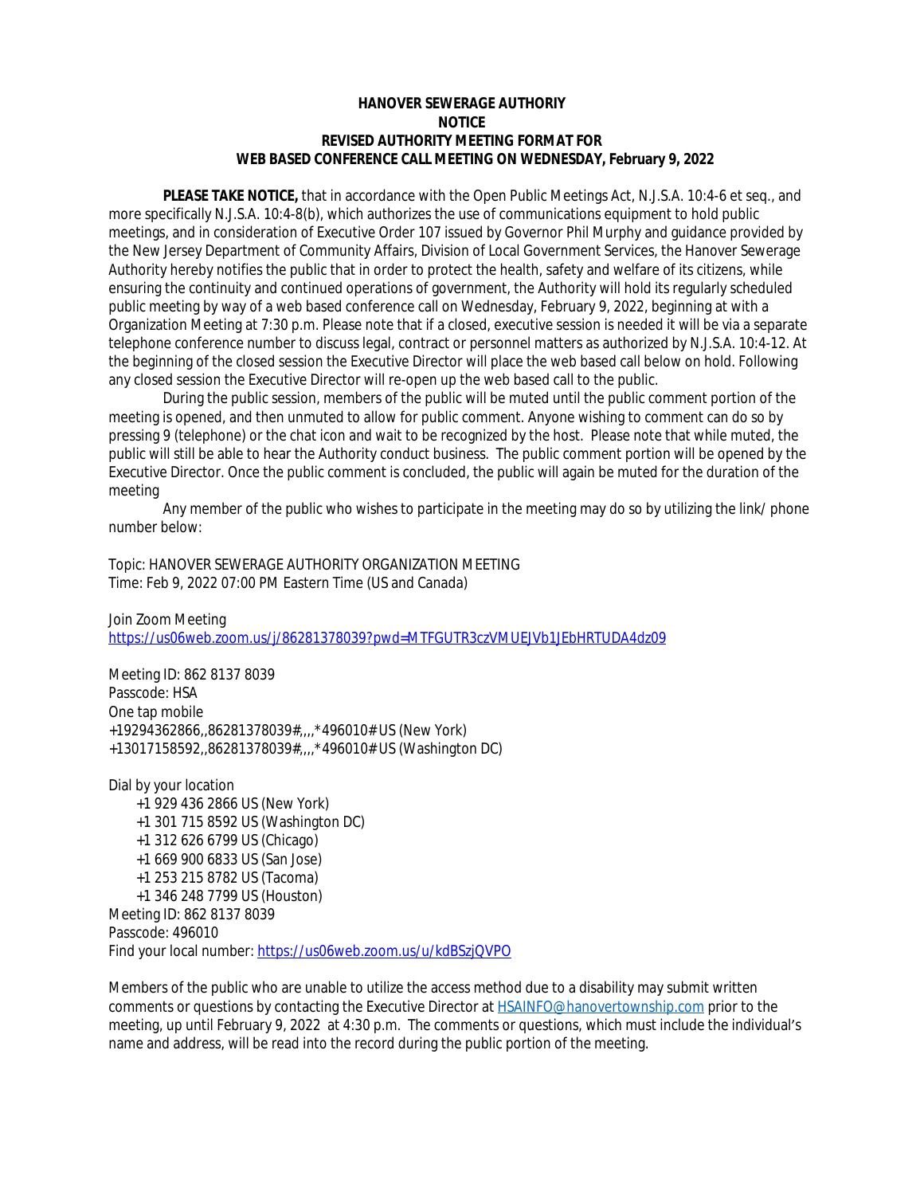**HANOVER SEWERAGE AUTHORIY**
**NOTICE**
**REVISED AUTHORITY MEETING FORMAT FOR**
**WEB BASED CONFERENCE CALL MEETING ON WEDNESDAY, February 9, 2022**

**PLEASE TAKE NOTICE,** that in accordance with the Open Public Meetings Act, N.J.S.A. 10:4-6 et seq., and more specifically N.J.S.A. 10:4-8(b), which authorizes the use of communications equipment to hold public meetings, and in consideration of Executive Order 107 issued by Governor Phil Murphy and guidance provided by the New Jersey Department of Community Affairs, Division of Local Government Services, the Hanover Sewerage Authority hereby notifies the public that in order to protect the health, safety and welfare of its citizens, while ensuring the continuity and continued operations of government, the Authority will hold its regularly scheduled public meeting by way of a web based conference call on Wednesday, February 9, 2022, beginning at with a Organization Meeting at 7:30 p.m. Please note that if a closed, executive session is needed it will be via a separate telephone conference number to discuss legal, contract or personnel matters as authorized by N.J.S.A. 10:4-12. At the beginning of the closed session the Executive Director will place the web based call below on hold. Following any closed session the Executive Director will re-open up the web based call to the public.

During the public session, members of the public will be muted until the public comment portion of the meeting is opened, and then unmuted to allow for public comment. Anyone wishing to comment can do so by pressing 9 (telephone) or the chat icon and wait to be recognized by the host. Please note that while muted, the public will still be able to hear the Authority conduct business. The public comment portion will be opened by the Executive Director. Once the public comment is concluded, the public will again be muted for the duration of the meeting

Any member of the public who wishes to participate in the meeting may do so by utilizing the link/ phone number below:

Topic: HANOVER SEWERAGE AUTHORITY ORGANIZATION MEETING
Time: Feb 9, 2022 07:00 PM Eastern Time (US and Canada)

Join Zoom Meeting
https://us06web.zoom.us/j/86281378039?pwd=MTFGUTR3czVMUEJVb1JEbHRTUDA4dz09

Meeting ID: 862 8137 8039
Passcode: HSA
One tap mobile
+19294362866,,86281378039#,,,,*496010# US (New York)
+13017158592,,86281378039#,,,,*496010# US (Washington DC)

Dial by your location
+1 929 436 2866 US (New York)
+1 301 715 8592 US (Washington DC)
+1 312 626 6799 US (Chicago)
+1 669 900 6833 US (San Jose)
+1 253 215 8782 US (Tacoma)
+1 346 248 7799 US (Houston)
Meeting ID: 862 8137 8039
Passcode: 496010
Find your local number: https://us06web.zoom.us/u/kdBSzjQVPO

Members of the public who are unable to utilize the access method due to a disability may submit written comments or questions by contacting the Executive Director at HSAINFO@hanovertownship.com prior to the meeting, up until February 9, 2022 at 4:30 p.m. The comments or questions, which must include the individual's name and address, will be read into the record during the public portion of the meeting.